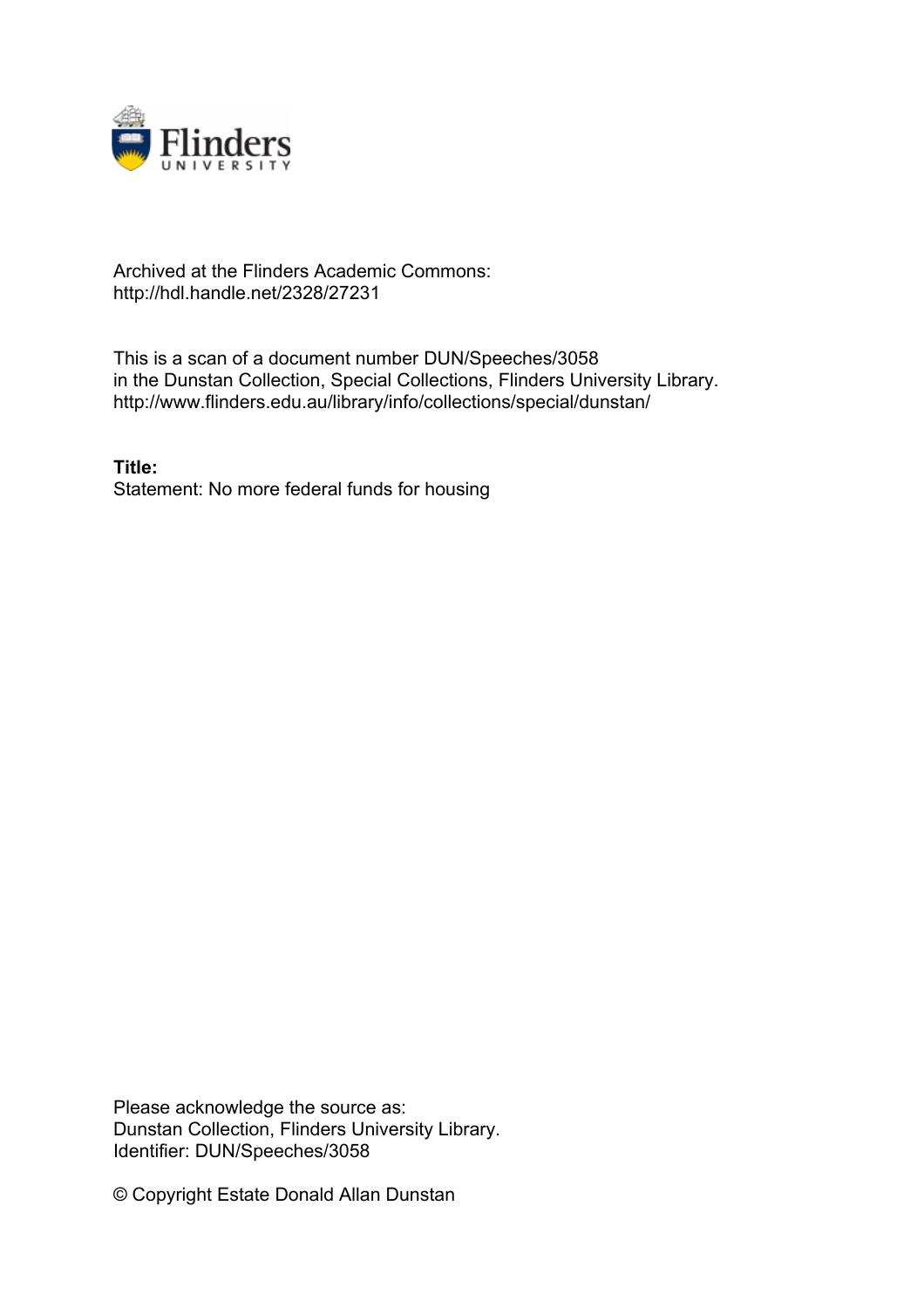Archived at the Flinders Academic Commons:
http://hdl.handle.net/2328/27231

This is a scan of a document number DUN/Speeches/3058
in the Dunstan Collection, Special Collections, Flinders University Library.
http://www.flinders.edu.au/library/info/collections/special/dunstan/

**Title:**
Statement: No more federal funds for housing

Please acknowledge the source as:
Dunstan Collection, Flinders University Library.
Identifier: DUN/Speeches/3058

© Copyright Estate Donald Allan Dunstan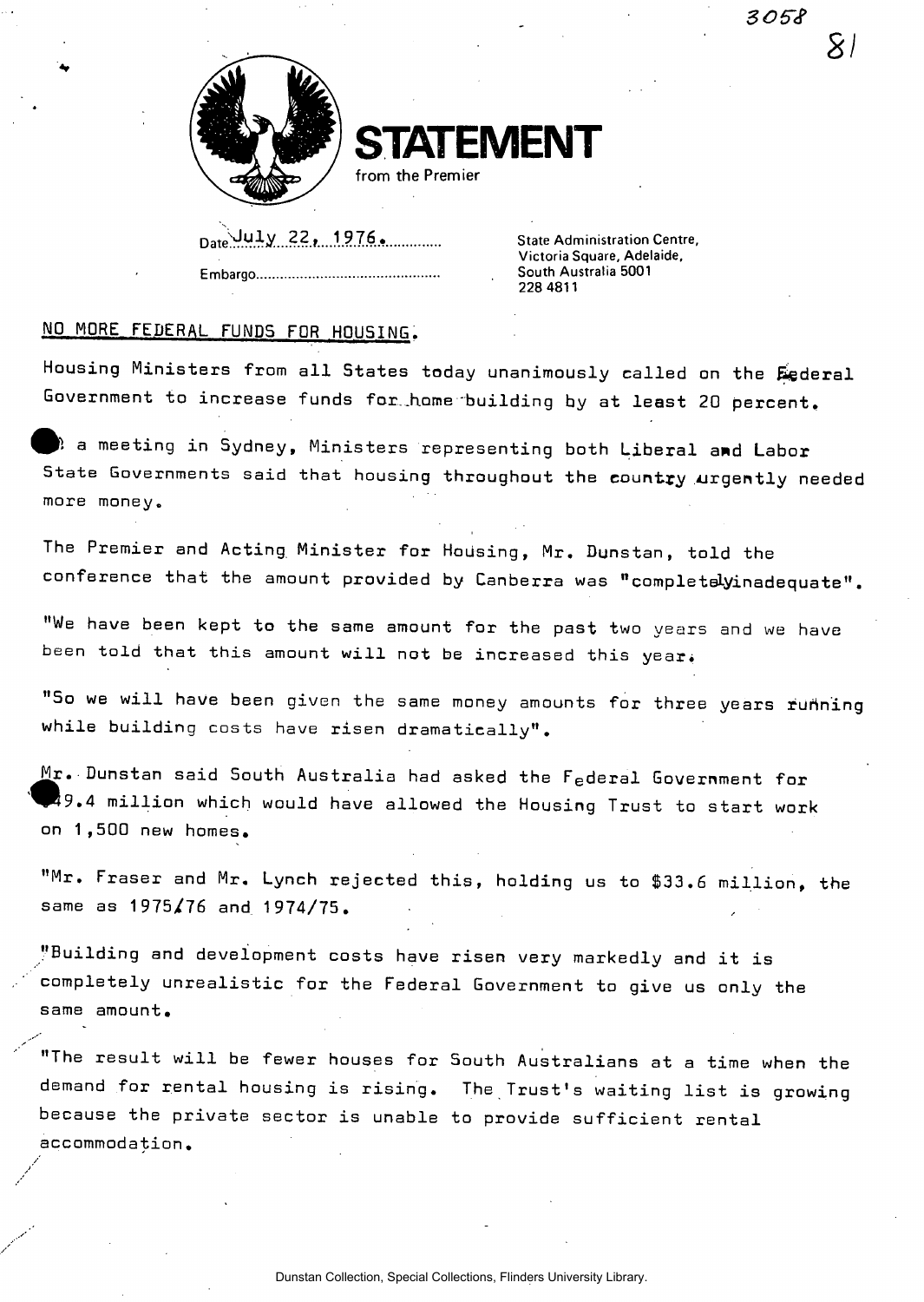3058

81

# STATEMENT

from the Premier

Date July 22, 1976.

Embargo............................................

State Administration Centre,
Victoria Square, Adelaide,
South Australia 5001
228 4811

NO MORE FEDERAL FUNDS FOR HOUSING.

Housing Ministers from all States today unanimously called on the Federal Government to increase funds for home building by at least 20 percent.

At a meeting in Sydney, Ministers representing both Liberal and Labor State Governments said that housing throughout the country urgently needed more money.

The Premier and Acting Minister for Housing, Mr. Dunstan, told the conference that the amount provided by Canberra was "completely inadequate".

"We have been kept to the same amount for the past two years and we have been told that this amount will not be increased this year.

"So we will have been given the same money amounts for three years running while building costs have risen dramatically".

Mr. Dunstan said South Australia had asked the Federal Government for $49.4 million which would have allowed the Housing Trust to start work on 1,500 new homes.

"Mr. Fraser and Mr. Lynch rejected this, holding us to $33.6 million, the same as 1975/76 and 1974/75.

"Building and development costs have risen very markedly and it is completely unrealistic for the Federal Government to give us only the same amount.

"The result will be fewer houses for South Australians at a time when the demand for rental housing is rising. The Trust's waiting list is growing because the private sector is unable to provide sufficient rental accommodation.

Dunstan Collection, Special Collections, Flinders University Library.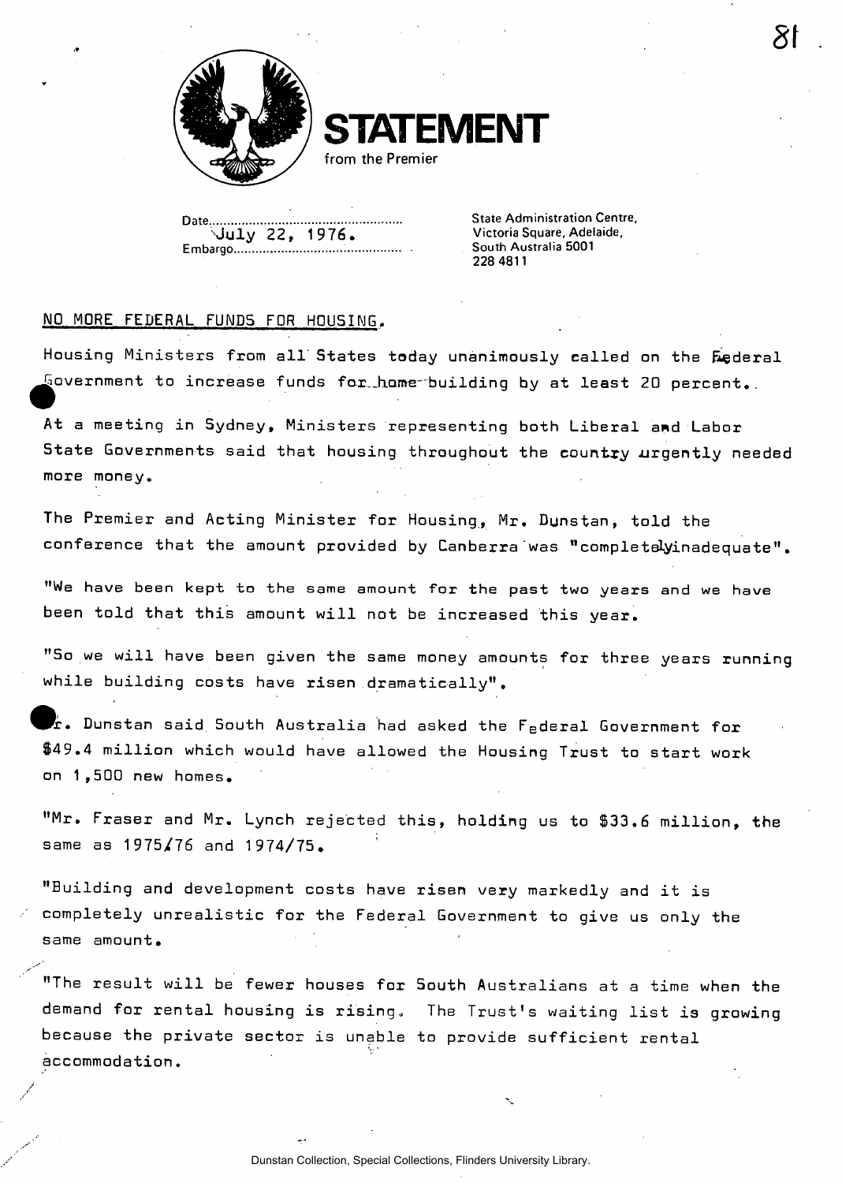# STATEMENT

from the Premier

Date July 22, 1976.
Embargo

State Administration Centre,
Victoria Square, Adelaide,
South Australia 5001
228 4811

NO MORE FEDERAL FUNDS FOR HOUSING.

Housing Ministers from all States today unanimously called on the Federal Government to increase funds for home-building by at least 20 percent.

At a meeting in Sydney, Ministers representing both Liberal and Labor State Governments said that housing throughout the country urgently needed more money.

The Premier and Acting Minister for Housing, Mr. Dunstan, told the conference that the amount provided by Canberra was "completely inadequate".

"We have been kept to the same amount for the past two years and we have been told that this amount will not be increased this year.

"So we will have been given the same money amounts for three years running while building costs have risen dramatically".

Mr. Dunstan said South Australia had asked the Federal Government for $49.4 million which would have allowed the Housing Trust to start work on 1,500 new homes.

"Mr. Fraser and Mr. Lynch rejected this, holding us to $33.6 million, the same as 1975/76 and 1974/75.

"Building and development costs have risen very markedly and it is completely unrealistic for the Federal Government to give us only the same amount.

"The result will be fewer houses for South Australians at a time when the demand for rental housing is rising. The Trust's waiting list is growing because the private sector is unable to provide sufficient rental accommodation.

Dunstan Collection, Special Collections, Flinders University Library.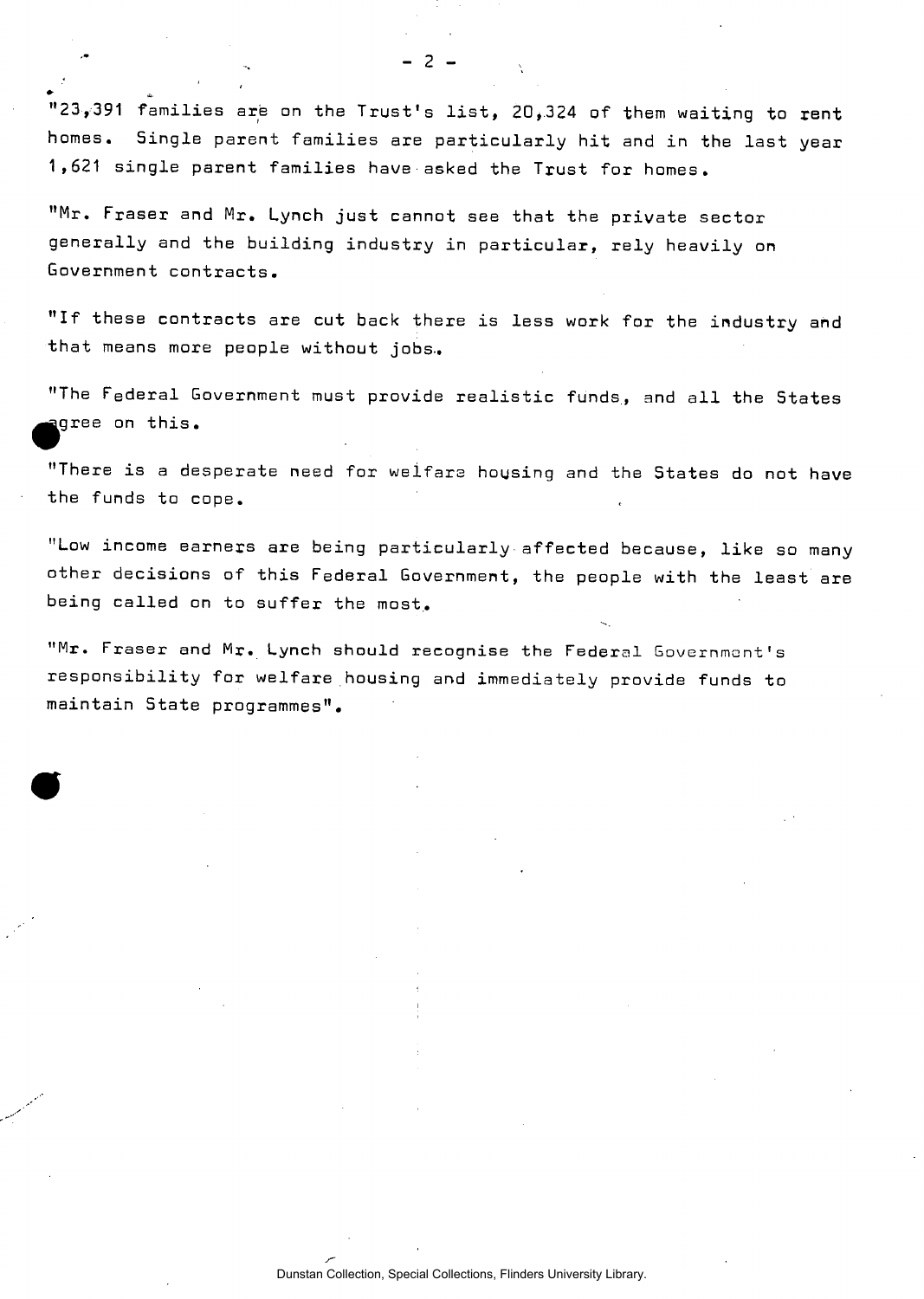"23,391 families are on the Trust's list, 20,324 of them waiting to rent homes. Single parent families are particularly hit and in the last year 1,621 single parent families have asked the Trust for homes.

"Mr. Fraser and Mr. Lynch just cannot see that the private sector generally and the building industry in particular, rely heavily on Government contracts.

"If these contracts are cut back there is less work for the industry and that means more people without jobs.

"The Federal Government must provide realistic funds, and all the States agree on this.

"There is a desperate need for welfare housing and the States do not have the funds to cope.

"Low income earners are being particularly affected because, like so many other decisions of this Federal Government, the people with the least are being called on to suffer the most.

"Mr. Fraser and Mr. Lynch should recognise the Federal Government's responsibility for welfare housing and immediately provide funds to maintain State programmes".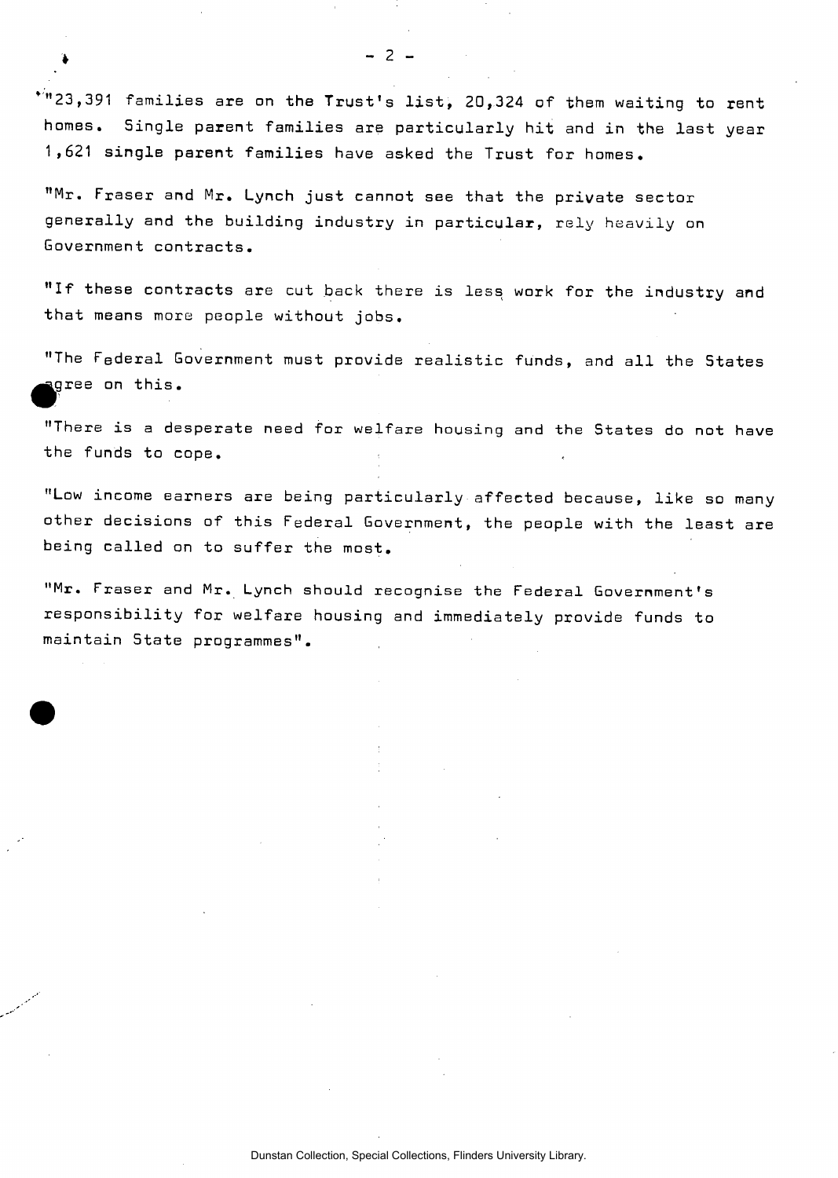"23,391 families are on the Trust's list, 20,324 of them waiting to rent homes. Single parent families are particularly hit and in the last year 1,621 single parent families have asked the Trust for homes.

"Mr. Fraser and Mr. Lynch just cannot see that the private sector generally and the building industry in particular, rely heavily on Government contracts.

"If these contracts are cut back there is less work for the industry and that means more people without jobs.

"The Federal Government must provide realistic funds, and all the States agree on this.

"There is a desperate need for welfare housing and the States do not have the funds to cope.

"Low income earners are being particularly affected because, like so many other decisions of this Federal Government, the people with the least are being called on to suffer the most.

"Mr. Fraser and Mr. Lynch should recognise the Federal Government's responsibility for welfare housing and immediately provide funds to maintain State programmes".